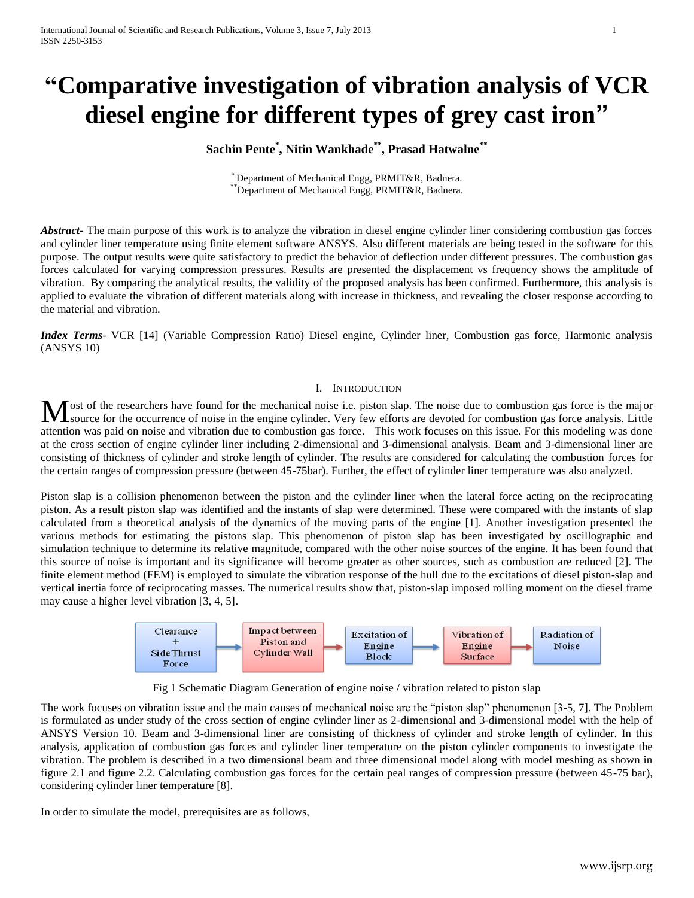// Comparative investigation of vibration analysis of VCR diesel engine for different types of grey cast iron

# "Comparative investigation of vibration analysis of VCR diesel engine for different types of grey cast iron"

**Sachin Pente[*], Nitin Wankhade[**], Prasad Hatwalne[**]**

[*] Department of Mechanical Engg, PRMIT&R, Badnera.
[**] Department of Mechanical Engg, PRMIT&R, Badnera.

***Abstract***- The main purpose of this work is to analyze the vibration in diesel engine cylinder liner considering combustion gas forces and cylinder liner temperature using finite element software ANSYS. Also different materials are being tested in the software for this purpose. The output results were quite satisfactory to predict the behavior of deflection under different pressures. The combustion gas forces calculated for varying compression pressures. Results are presented the displacement vs frequency shows the amplitude of vibration. By comparing the analytical results, the validity of the proposed analysis has been confirmed. Furthermore, this analysis is applied to evaluate the vibration of different materials along with increase in thickness, and revealing the closer response according to the material and vibration.

***Index Terms***- VCR [14] (Variable Compression Ratio) Diesel engine, Cylinder liner, Combustion gas force, Harmonic analysis (ANSYS 10)

## I. Introduction

Most of the researchers have found for the mechanical noise i.e. piston slap. The noise due to combustion gas force is the major source for the occurrence of noise in the engine cylinder. Very few efforts are devoted for combustion gas force analysis. Little attention was paid on noise and vibration due to combustion gas force. This work focuses on this issue. For this modeling was done at the cross section of engine cylinder liner including 2-dimensional and 3-dimensional analysis. Beam and 3-dimensional liner are consisting of thickness of cylinder and stroke length of cylinder. The results are considered for calculating the combustion forces for the certain ranges of compression pressure (between 45-75bar). Further, the effect of cylinder liner temperature was also analyzed.

Piston slap is a collision phenomenon between the piston and the cylinder liner when the lateral force acting on the reciprocating piston. As a result piston slap was identified and the instants of slap were determined. These were compared with the instants of slap calculated from a theoretical analysis of the dynamics of the moving parts of the engine [1]. Another investigation presented the various methods for estimating the pistons slap. This phenomenon of piston slap has been investigated by oscillographic and simulation technique to determine its relative magnitude, compared with the other noise sources of the engine. It has been found that this source of noise is important and its significance will become greater as other sources, such as combustion are reduced [2]. The finite element method (FEM) is employed to simulate the vibration response of the hull due to the excitations of diesel piston-slap and vertical inertia force of reciprocating masses. The numerical results show that, piston-slap imposed rolling moment on the diesel frame may cause a higher level vibration [3, 4, 5].

Clearance + Side Thrust Force → Impact between Piston and Cylinder Wall → Excitation of Engine Block → Vibration of Engine Surface → Radiation of Noise

Fig 1 Schematic Diagram Generation of engine noise / vibration related to piston slap

The work focuses on vibration issue and the main causes of mechanical noise are the "piston slap" phenomenon [3-5, 7]. The Problem is formulated as under study of the cross section of engine cylinder liner as 2-dimensional and 3-dimensional model with the help of ANSYS Version 10. Beam and 3-dimensional liner are consisting of thickness of cylinder and stroke length of cylinder. In this analysis, application of combustion gas forces and cylinder liner temperature on the piston cylinder components to investigate the vibration. The problem is described in a two dimensional beam and three dimensional model along with model meshing as shown in figure 2.1 and figure 2.2. Calculating combustion gas forces for the certain peal ranges of compression pressure (between 45-75 bar), considering cylinder liner temperature [8].

In order to simulate the model, prerequisites are as follows,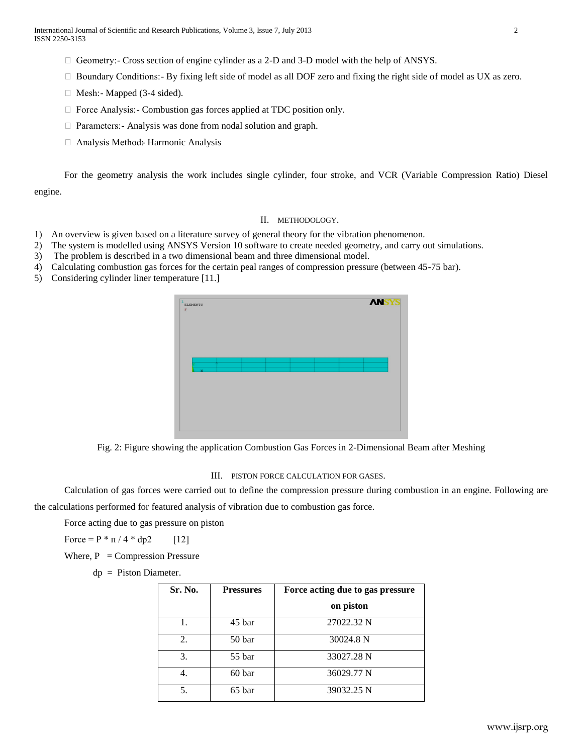- Geometry:- Cross section of engine cylinder as a 2-D and 3-D model with the help of ANSYS.
- Boundary Conditions:- By fixing left side of model as all DOF zero and fixing the right side of model as UX as zero.
- Mesh:- Mapped (3-4 sided).
- Force Analysis:- Combustion gas forces applied at TDC position only.
- Parameters:- Analysis was done from nodal solution and graph.
- Analysis Method: Harmonic Analysis

For the geometry analysis the work includes single cylinder, four stroke, and VCR (Variable Compression Ratio) Diesel engine.

## II. METHODOLOGY.

1) An overview is given based on a literature survey of general theory for the vibration phenomenon.
2) The system is modelled using ANSYS Version 10 software to create needed geometry, and carry out simulations.
3) The problem is described in a two dimensional beam and three dimensional model.
4) Calculating combustion gas forces for the certain peal ranges of compression pressure (between 45-75 bar).
5) Considering cylinder liner temperature [11.]

Fig. 2: Figure showing the application Combustion Gas Forces in 2-Dimensional Beam after Meshing

## III. PISTON FORCE CALCULATION FOR GASES.

Calculation of gas forces were carried out to define the compression pressure during combustion in an engine. Following are the calculations performed for featured analysis of vibration due to combustion gas force.

Force acting due to gas pressure on piston

Force = $P * \pi / 4 * dp2$ [12]

Where, P = Compression Pressure

dp = Piston Diameter.

| Sr. No. | Pressures | Force acting due to gas pressure on piston |
|---|---|---|
| 1. | 45 bar | 27022.32 N |
| 2. | 50 bar | 30024.8 N |
| 3. | 55 bar | 33027.28 N |
| 4. | 60 bar | 36029.77 N |
| 5. | 65 bar | 39032.25 N |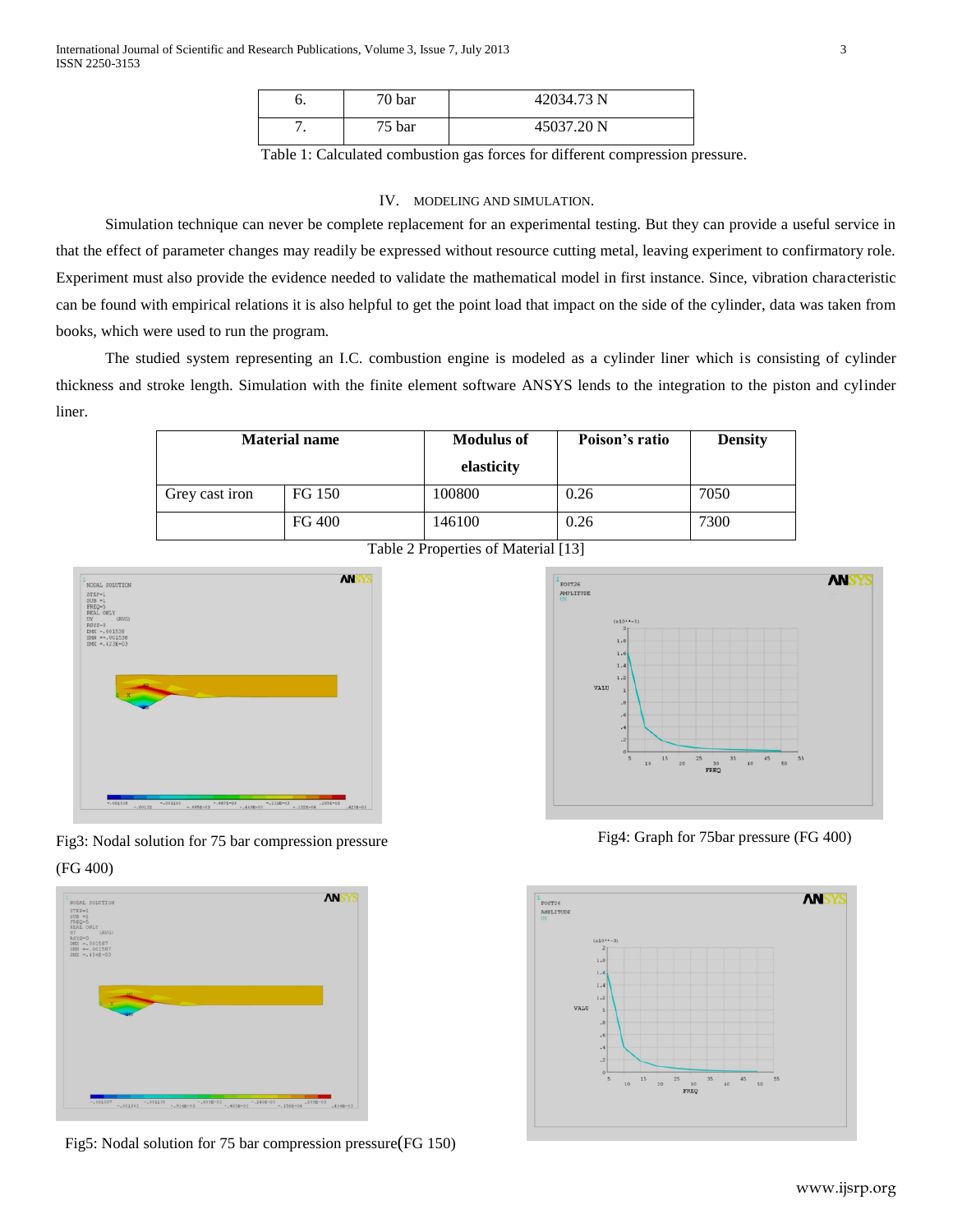| 6. | 70 bar | 42034.73 N |
|---|---|---|
| 7. | 75 bar | 45037.20 N |

Table 1: Calculated combustion gas forces for different compression pressure.

## IV. MODELING AND SIMULATION.

Simulation technique can never be complete replacement for an experimental testing. But they can provide a useful service in that the effect of parameter changes may readily be expressed without resource cutting metal, leaving experiment to confirmatory role. Experiment must also provide the evidence needed to validate the mathematical model in first instance. Since, vibration characteristic can be found with empirical relations it is also helpful to get the point load that impact on the side of the cylinder, data was taken from books, which were used to run the program.

The studied system representing an I.C. combustion engine is modeled as a cylinder liner which is consisting of cylinder thickness and stroke length. Simulation with the finite element software ANSYS lends to the integration to the piston and cylinder liner.

| **Material name** | | **Modulus of elasticity** | **Poison's ratio** | **Density** |
|---|---|---|---|---|
| Grey cast iron | FG 150 | 100800 | 0.26 | 7050 |
| | FG 400 | 146100 | 0.26 | 7300 |

Table 2 Properties of Material [13]

Fig3: Nodal solution for 75 bar compression pressure (FG 400)

Fig4: Graph for 75bar pressure (FG 400)

Fig5: Nodal solution for 75 bar compression pressure (FG 150)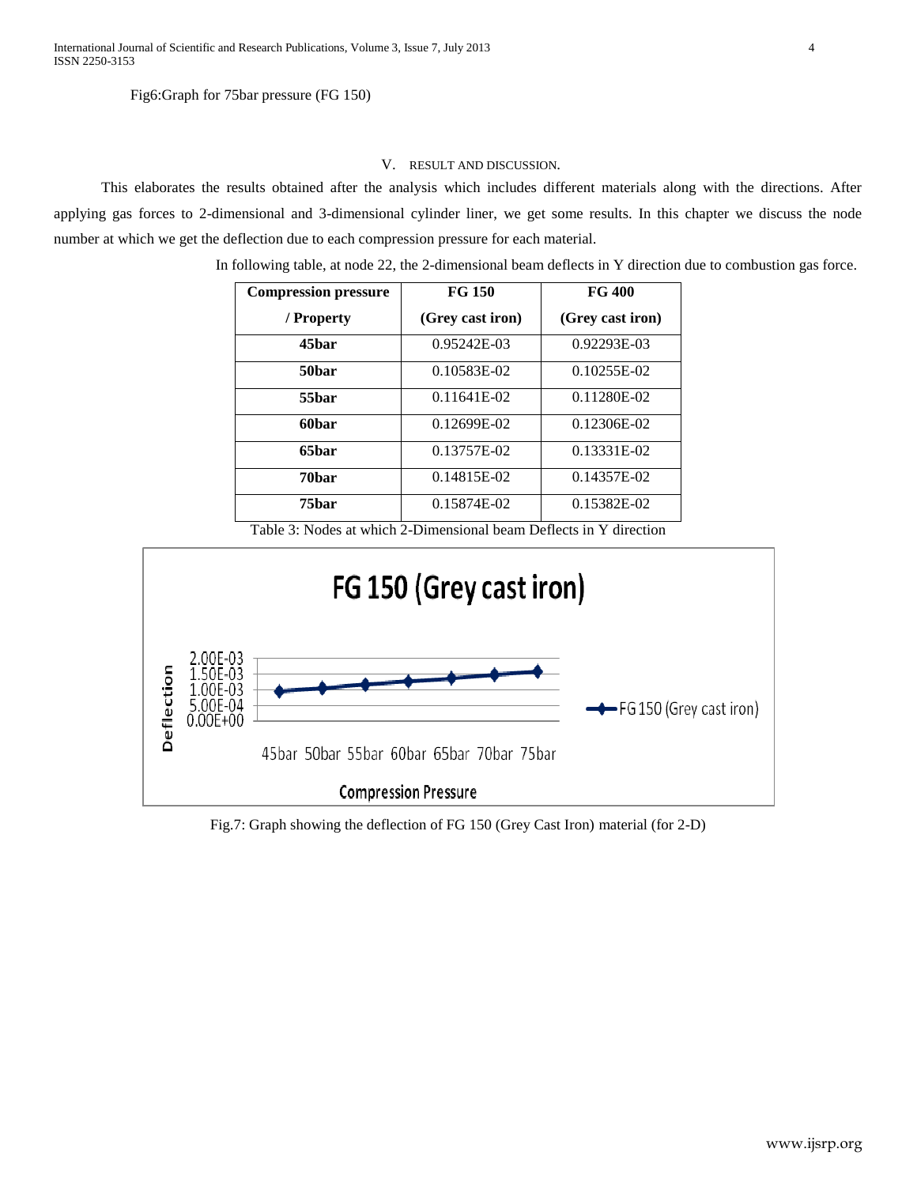Fig6:Graph for 75bar pressure (FG 150)

## V. RESULT AND DISCUSSION.

This elaborates the results obtained after the analysis which includes different materials along with the directions. After applying gas forces to 2-dimensional and 3-dimensional cylinder liner, we get some results. In this chapter we discuss the node number at which we get the deflection due to each compression pressure for each material.

In following table, at node 22, the 2-dimensional beam deflects in Y direction due to combustion gas force.

| Compression pressure / Property | FG 150 (Grey cast iron) | FG 400 (Grey cast iron) |
| --- | --- | --- |
| **45bar** | 0.95242E-03 | 0.92293E-03 |
| **50bar** | 0.10583E-02 | 0.10255E-02 |
| **55bar** | 0.11641E-02 | 0.11280E-02 |
| **60bar** | 0.12699E-02 | 0.12306E-02 |
| **65bar** | 0.13757E-02 | 0.13331E-02 |
| **70bar** | 0.14815E-02 | 0.14357E-02 |
| **75bar** | 0.15874E-02 | 0.15382E-02 |

Table 3: Nodes at which 2-Dimensional beam Deflects in Y direction

Fig.7: Graph showing the deflection of FG 150 (Grey Cast Iron) material (for 2-D)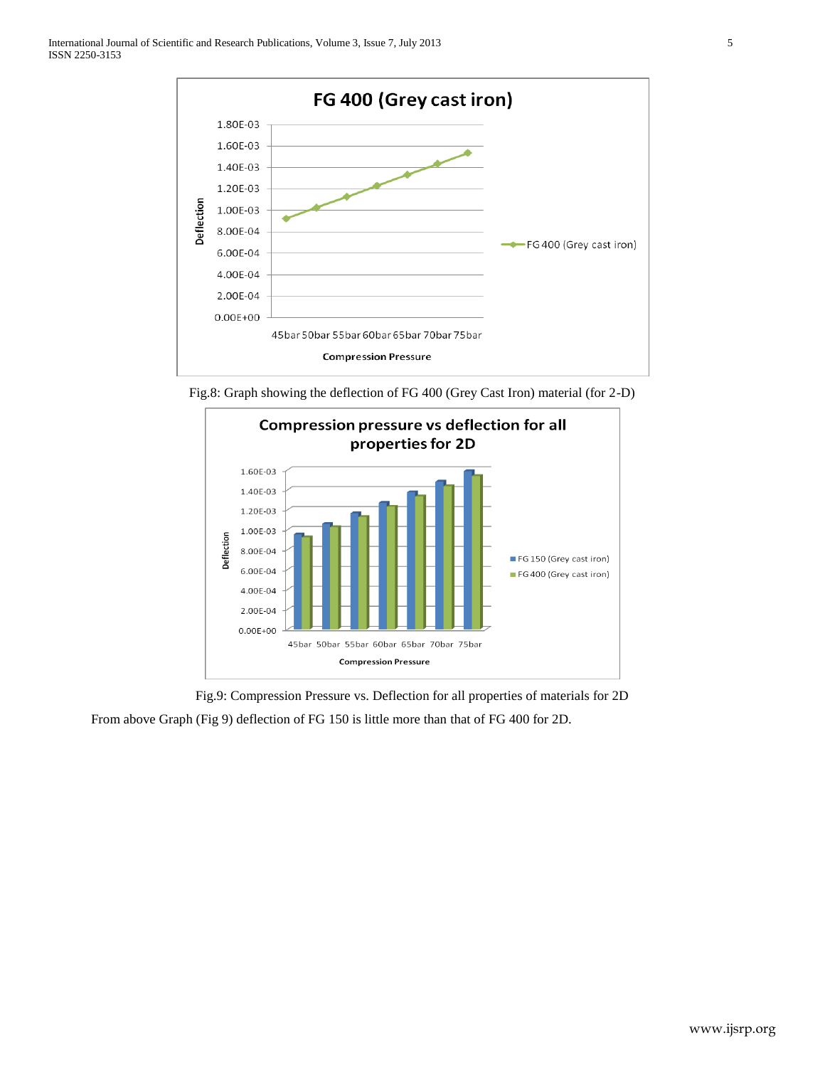Fig.8: Graph showing the deflection of FG 400 (Grey Cast Iron) material (for 2-D)

Fig.9: Compression Pressure vs. Deflection for all properties of materials for 2D

From above Graph (Fig 9) deflection of FG 150 is little more than that of FG 400 for 2D.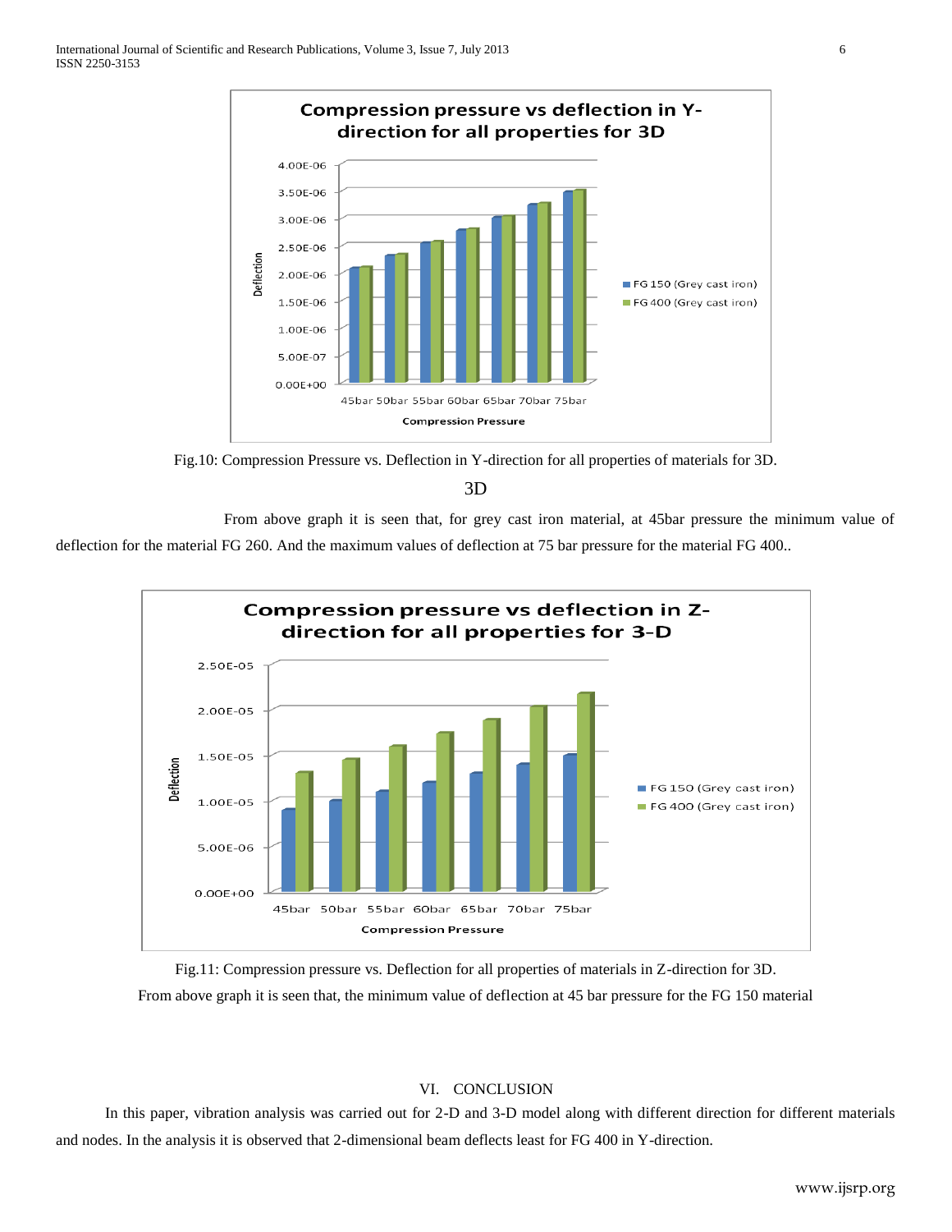Fig.10: Compression Pressure vs. Deflection in Y-direction for all properties of materials for 3D.

3D

From above graph it is seen that, for grey cast iron material, at 45bar pressure the minimum value of deflection for the material FG 260. And the maximum values of deflection at 75 bar pressure for the material FG 400..

Fig.11: Compression pressure vs. Deflection for all properties of materials in Z-direction for 3D.

From above graph it is seen that, the minimum value of deflection at 45 bar pressure for the FG 150 material

## VI. CONCLUSION

In this paper, vibration analysis was carried out for 2-D and 3-D model along with different direction for different materials and nodes. In the analysis it is observed that 2-dimensional beam deflects least for FG 400 in Y-direction.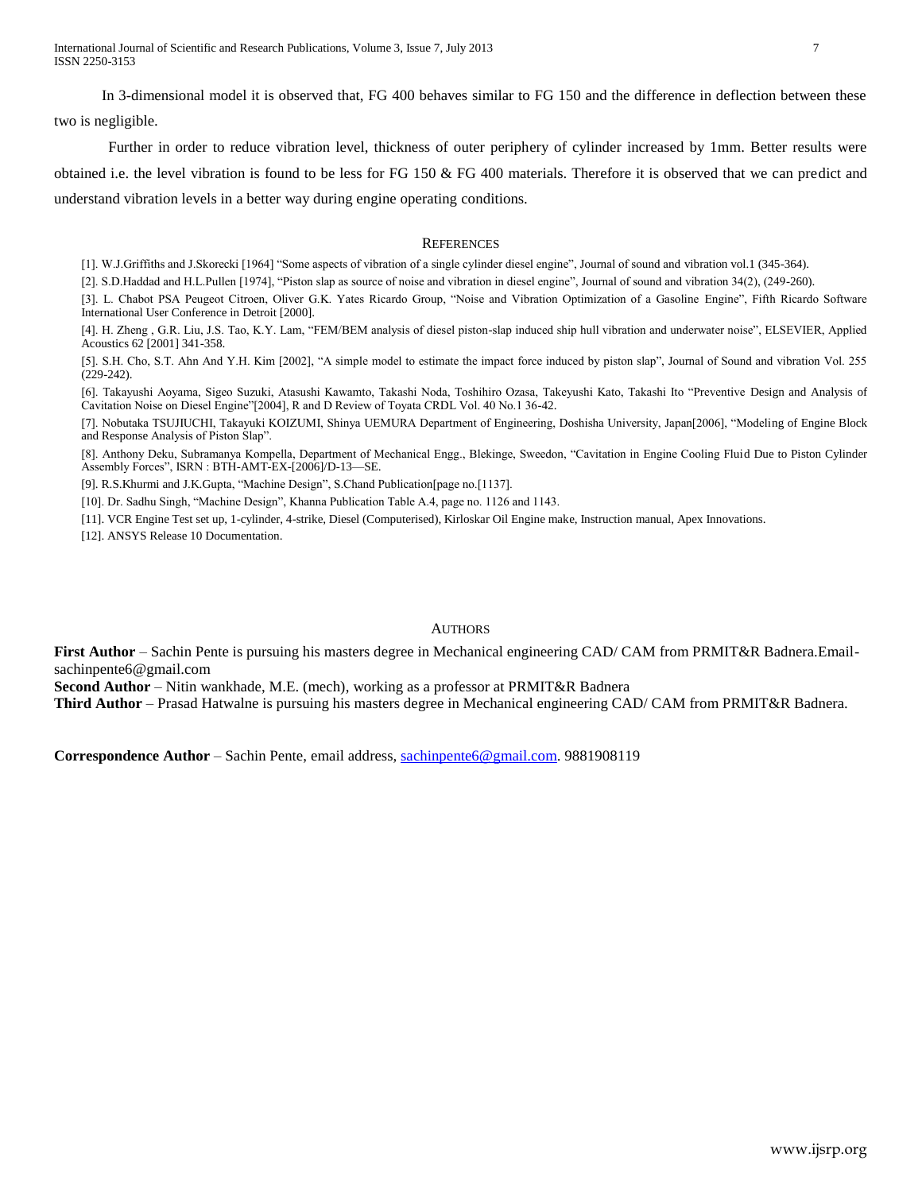In 3-dimensional model it is observed that, FG 400 behaves similar to FG 150 and the difference in deflection between these two is negligible.

Further in order to reduce vibration level, thickness of outer periphery of cylinder increased by 1mm. Better results were obtained i.e. the level vibration is found to be less for FG 150 & FG 400 materials. Therefore it is observed that we can predict and understand vibration levels in a better way during engine operating conditions.

## REFERENCES

[1]. W.J.Griffiths and J.Skorecki [1964] "Some aspects of vibration of a single cylinder diesel engine", Journal of sound and vibration vol.1 (345-364).

[2]. S.D.Haddad and H.L.Pullen [1974], "Piston slap as source of noise and vibration in diesel engine", Journal of sound and vibration 34(2), (249-260).

[3]. L. Chabot PSA Peugeot Citroen, Oliver G.K. Yates Ricardo Group, "Noise and Vibration Optimization of a Gasoline Engine", Fifth Ricardo Software International User Conference in Detroit [2000].

[4]. H. Zheng , G.R. Liu, J.S. Tao, K.Y. Lam, "FEM/BEM analysis of diesel piston-slap induced ship hull vibration and underwater noise", ELSEVIER, Applied Acoustics 62 [2001] 341-358.

[5]. S.H. Cho, S.T. Ahn And Y.H. Kim [2002], "A simple model to estimate the impact force induced by piston slap", Journal of Sound and vibration Vol. 255 (229-242).

[6]. Takayushi Aoyama, Sigeo Suzuki, Atasushi Kawamto, Takashi Noda, Toshihiro Ozasa, Takeyushi Kato, Takashi Ito "Preventive Design and Analysis of Cavitation Noise on Diesel Engine"[2004], R and D Review of Toyata CRDL Vol. 40 No.1 36-42.

[7]. Nobutaka TSUJIUCHI, Takayuki KOIZUMI, Shinya UEMURA Department of Engineering, Doshisha University, Japan[2006], "Modeling of Engine Block and Response Analysis of Piston Slap".

[8]. Anthony Deku, Subramanya Kompella, Department of Mechanical Engg., Blekinge, Sweedon, "Cavitation in Engine Cooling Fluid Due to Piston Cylinder Assembly Forces", ISRN : BTH-AMT-EX-[2006]/D-13—SE.

[9]. R.S.Khurmi and J.K.Gupta, "Machine Design", S.Chand Publication[page no.[1137].

[10]. Dr. Sadhu Singh, "Machine Design", Khanna Publication Table A.4, page no. 1126 and 1143.

[11]. VCR Engine Test set up, 1-cylinder, 4-strike, Diesel (Computerised), Kirloskar Oil Engine make, Instruction manual, Apex Innovations.

[12]. ANSYS Release 10 Documentation.

## AUTHORS

**First Author** – Sachin Pente is pursuing his masters degree in Mechanical engineering CAD/ CAM from PRMIT&R Badnera.Email-sachinpente6@gmail.com

**Second Author** – Nitin wankhade, M.E. (mech), working as a professor at PRMIT&R Badnera

**Third Author** – Prasad Hatwalne is pursuing his masters degree in Mechanical engineering CAD/ CAM from PRMIT&R Badnera.

**Correspondence Author** – Sachin Pente, email address, sachinpente6@gmail.com. 9881908119